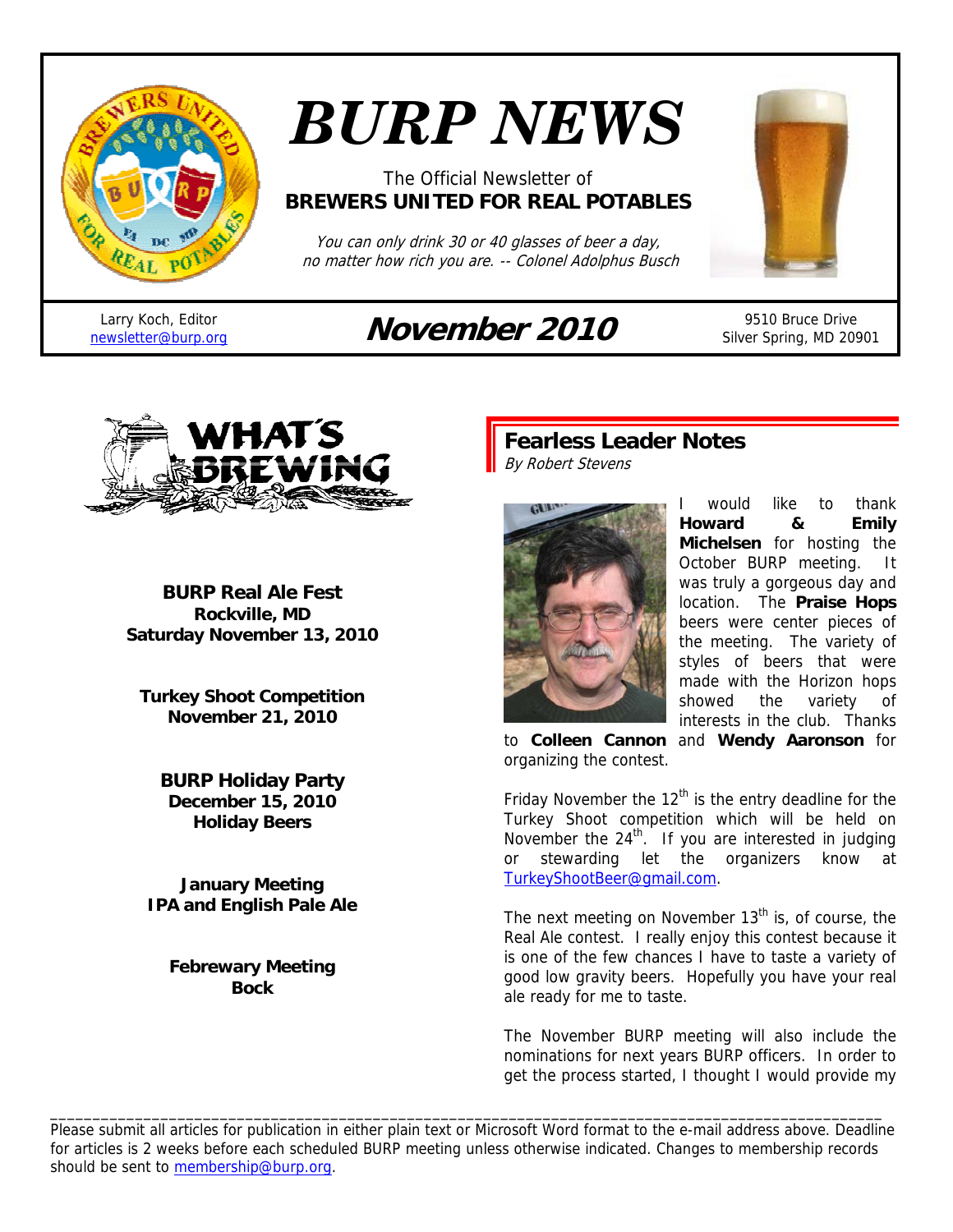# BURP NEWS

The Official Newsletter of
**BREWERS UNITED FOR REAL POTABLES**

*You can only drink 30 or 40 glasses of beer a day, no matter how rich you are. -- Colonel Adolphus Busch*

Larry Koch, Editor
newsletter@burp.org

## November 2010

9510 Bruce Drive
Silver Spring, MD 20901

## WHAT'S BREWING

**BURP Real Ale Fest**
**Rockville, MD**
**Saturday November 13, 2010**

**Turkey Shoot Competition**
**November 21, 2010**

**BURP Holiday Party**
**December 15, 2010**
**Holiday Beers**

**January Meeting**
**IPA and English Pale Ale**

**Febrewary Meeting**
**Bock**

## Fearless Leader Notes

*By Robert Stevens*

I would like to thank **Howard & Emily Michelsen** for hosting the October BURP meeting. It was truly a gorgeous day and location. The **Praise Hops** beers were center pieces of the meeting. The variety of styles of beers that were made with the Horizon hops showed the variety of interests in the club. Thanks to **Colleen Cannon** and **Wendy Aaronson** for organizing the contest.

Friday November the 12th is the entry deadline for the Turkey Shoot competition which will be held on November the 24th. If you are interested in judging or stewarding let the organizers know at TurkeyShootBeer@gmail.com.

The next meeting on November 13th is, of course, the Real Ale contest. I really enjoy this contest because it is one of the few chances I have to taste a variety of good low gravity beers. Hopefully you have your real ale ready for me to taste.

The November BURP meeting will also include the nominations for next years BURP officers. In order to get the process started, I thought I would provide my

---

Please submit all articles for publication in either plain text or Microsoft Word format to the e-mail address above. Deadline for articles is 2 weeks before each scheduled BURP meeting unless otherwise indicated. Changes to membership records should be sent to membership@burp.org.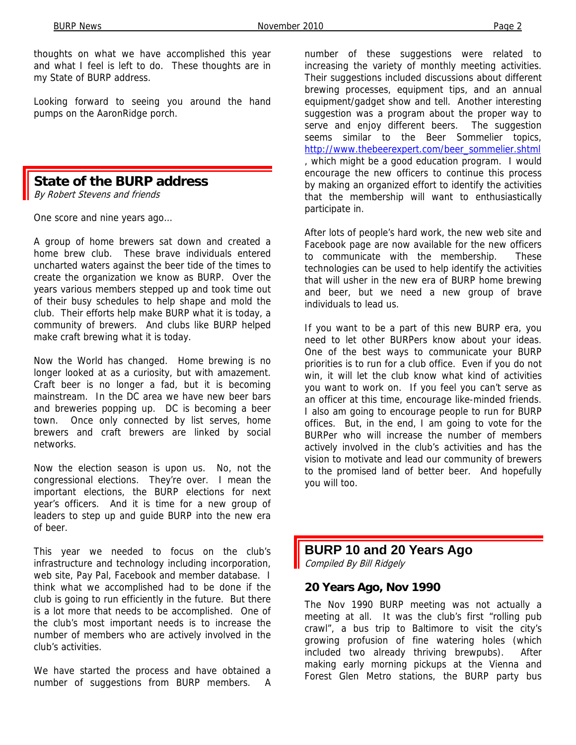thoughts on what we have accomplished this year and what I feel is left to do. These thoughts are in my State of BURP address.

Looking forward to seeing you around the hand pumps on the AaronRidge porch.

## State of the BURP address

*By Robert Stevens and friends*

One score and nine years ago…

A group of home brewers sat down and created a home brew club. These brave individuals entered uncharted waters against the beer tide of the times to create the organization we know as BURP. Over the years various members stepped up and took time out of their busy schedules to help shape and mold the club. Their efforts help make BURP what it is today, a community of brewers. And clubs like BURP helped make craft brewing what it is today.

Now the World has changed. Home brewing is no longer looked at as a curiosity, but with amazement. Craft beer is no longer a fad, but it is becoming mainstream. In the DC area we have new beer bars and breweries popping up. DC is becoming a beer town. Once only connected by list serves, home brewers and craft brewers are linked by social networks.

Now the election season is upon us. No, not the congressional elections. They're over. I mean the important elections, the BURP elections for next year's officers. And it is time for a new group of leaders to step up and guide BURP into the new era of beer.

This year we needed to focus on the club's infrastructure and technology including incorporation, web site, Pay Pal, Facebook and member database. I think what we accomplished had to be done if the club is going to run efficiently in the future. But there is a lot more that needs to be accomplished. One of the club's most important needs is to increase the number of members who are actively involved in the club's activities.

We have started the process and have obtained a number of suggestions from BURP members. A number of these suggestions were related to increasing the variety of monthly meeting activities. Their suggestions included discussions about different brewing processes, equipment tips, and an annual equipment/gadget show and tell. Another interesting suggestion was a program about the proper way to serve and enjoy different beers. The suggestion seems similar to the Beer Sommelier topics, http://www.thebeerexpert.com/beer_sommelier.shtml, which might be a good education program. I would encourage the new officers to continue this process by making an organized effort to identify the activities that the membership will want to enthusiastically participate in.

After lots of people's hard work, the new web site and Facebook page are now available for the new officers to communicate with the membership. These technologies can be used to help identify the activities that will usher in the new era of BURP home brewing and beer, but we need a new group of brave individuals to lead us.

If you want to be a part of this new BURP era, you need to let other BURPers know about your ideas. One of the best ways to communicate your BURP priorities is to run for a club office. Even if you do not win, it will let the club know what kind of activities you want to work on. If you feel you can't serve as an officer at this time, encourage like-minded friends. I also am going to encourage people to run for BURP offices. But, in the end, I am going to vote for the BURPer who will increase the number of members actively involved in the club's activities and has the vision to motivate and lead our community of brewers to the promised land of better beer. And hopefully you will too.

## BURP 10 and 20 Years Ago

*Compiled By Bill Ridgely*

### 20 Years Ago, Nov 1990

The Nov 1990 BURP meeting was not actually a meeting at all. It was the club's first "rolling pub crawl", a bus trip to Baltimore to visit the city's growing profusion of fine watering holes (which included two already thriving brewpubs). After making early morning pickups at the Vienna and Forest Glen Metro stations, the BURP party bus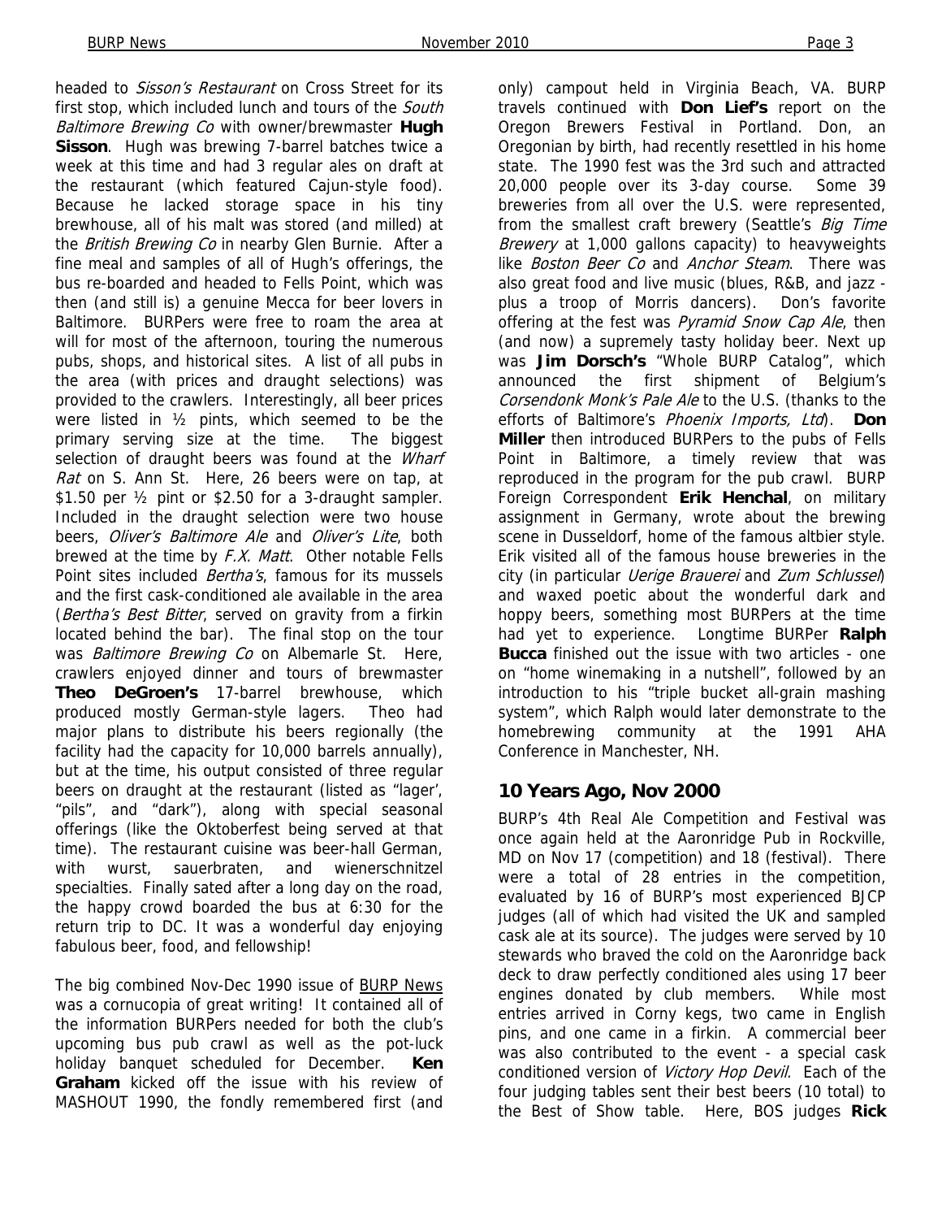headed to *Sisson's Restaurant* on Cross Street for its first stop, which included lunch and tours of the *South Baltimore Brewing Co* with owner/brewmaster **Hugh Sisson**. Hugh was brewing 7-barrel batches twice a week at this time and had 3 regular ales on draft at the restaurant (which featured Cajun-style food). Because he lacked storage space in his tiny brewhouse, all of his malt was stored (and milled) at the *British Brewing Co* in nearby Glen Burnie. After a fine meal and samples of all of Hugh's offerings, the bus re-boarded and headed to Fells Point, which was then (and still is) a genuine Mecca for beer lovers in Baltimore. BURPers were free to roam the area at will for most of the afternoon, touring the numerous pubs, shops, and historical sites. A list of all pubs in the area (with prices and draught selections) was provided to the crawlers. Interestingly, all beer prices were listed in ½ pints, which seemed to be the primary serving size at the time. The biggest selection of draught beers was found at the *Wharf Rat* on S. Ann St. Here, 26 beers were on tap, at \$1.50 per ½ pint or \$2.50 for a 3-draught sampler. Included in the draught selection were two house beers, *Oliver's Baltimore Ale* and *Oliver's Lite*, both brewed at the time by *F.X. Matt*. Other notable Fells Point sites included *Bertha's*, famous for its mussels and the first cask-conditioned ale available in the area (*Bertha's Best Bitter*, served on gravity from a firkin located behind the bar). The final stop on the tour was *Baltimore Brewing Co* on Albemarle St. Here, crawlers enjoyed dinner and tours of brewmaster **Theo DeGroen's** 17-barrel brewhouse, which produced mostly German-style lagers. Theo had major plans to distribute his beers regionally (the facility had the capacity for 10,000 barrels annually), but at the time, his output consisted of three regular beers on draught at the restaurant (listed as "lager', "pils", and "dark"), along with special seasonal offerings (like the Oktoberfest being served at that time). The restaurant cuisine was beer-hall German, with wurst, sauerbraten, and wienerschnitzel specialties. Finally sated after a long day on the road, the happy crowd boarded the bus at 6:30 for the return trip to DC. It was a wonderful day enjoying fabulous beer, food, and fellowship!

The big combined Nov-Dec 1990 issue of BURP News was a cornucopia of great writing! It contained all of the information BURPers needed for both the club's upcoming bus pub crawl as well as the pot-luck holiday banquet scheduled for December. **Ken Graham** kicked off the issue with his review of MASHOUT 1990, the fondly remembered first (and only) campout held in Virginia Beach, VA. BURP travels continued with **Don Lief's** report on the Oregon Brewers Festival in Portland. Don, an Oregonian by birth, had recently resettled in his home state. The 1990 fest was the 3rd such and attracted 20,000 people over its 3-day course. Some 39 breweries from all over the U.S. were represented, from the smallest craft brewery (Seattle's *Big Time Brewery* at 1,000 gallons capacity) to heavyweights like *Boston Beer Co* and *Anchor Steam*. There was also great food and live music (blues, R&B, and jazz - plus a troop of Morris dancers). Don's favorite offering at the fest was *Pyramid Snow Cap Ale*, then (and now) a supremely tasty holiday beer. Next up was **Jim Dorsch's** "Whole BURP Catalog", which announced the first shipment of Belgium's *Corsendonk Monk's Pale Ale* to the U.S. (thanks to the efforts of Baltimore's *Phoenix Imports, Ltd*). **Don Miller** then introduced BURPers to the pubs of Fells Point in Baltimore, a timely review that was reproduced in the program for the pub crawl. BURP Foreign Correspondent **Erik Henchal**, on military assignment in Germany, wrote about the brewing scene in Dusseldorf, home of the famous altbier style. Erik visited all of the famous house breweries in the city (in particular *Uerige Brauerei* and *Zum Schlussel*) and waxed poetic about the wonderful dark and hoppy beers, something most BURPers at the time had yet to experience. Longtime BURPer **Ralph Bucca** finished out the issue with two articles - one on "home winemaking in a nutshell", followed by an introduction to his "triple bucket all-grain mashing system", which Ralph would later demonstrate to the homebrewing community at the 1991 AHA Conference in Manchester, NH.

## 10 Years Ago, Nov 2000

BURP's 4th Real Ale Competition and Festival was once again held at the Aaronridge Pub in Rockville, MD on Nov 17 (competition) and 18 (festival). There were a total of 28 entries in the competition, evaluated by 16 of BURP's most experienced BJCP judges (all of which had visited the UK and sampled cask ale at its source). The judges were served by 10 stewards who braved the cold on the Aaronridge back deck to draw perfectly conditioned ales using 17 beer engines donated by club members. While most entries arrived in Corny kegs, two came in English pins, and one came in a firkin. A commercial beer was also contributed to the event - a special cask conditioned version of *Victory Hop Devil*. Each of the four judging tables sent their best beers (10 total) to the Best of Show table. Here, BOS judges **Rick**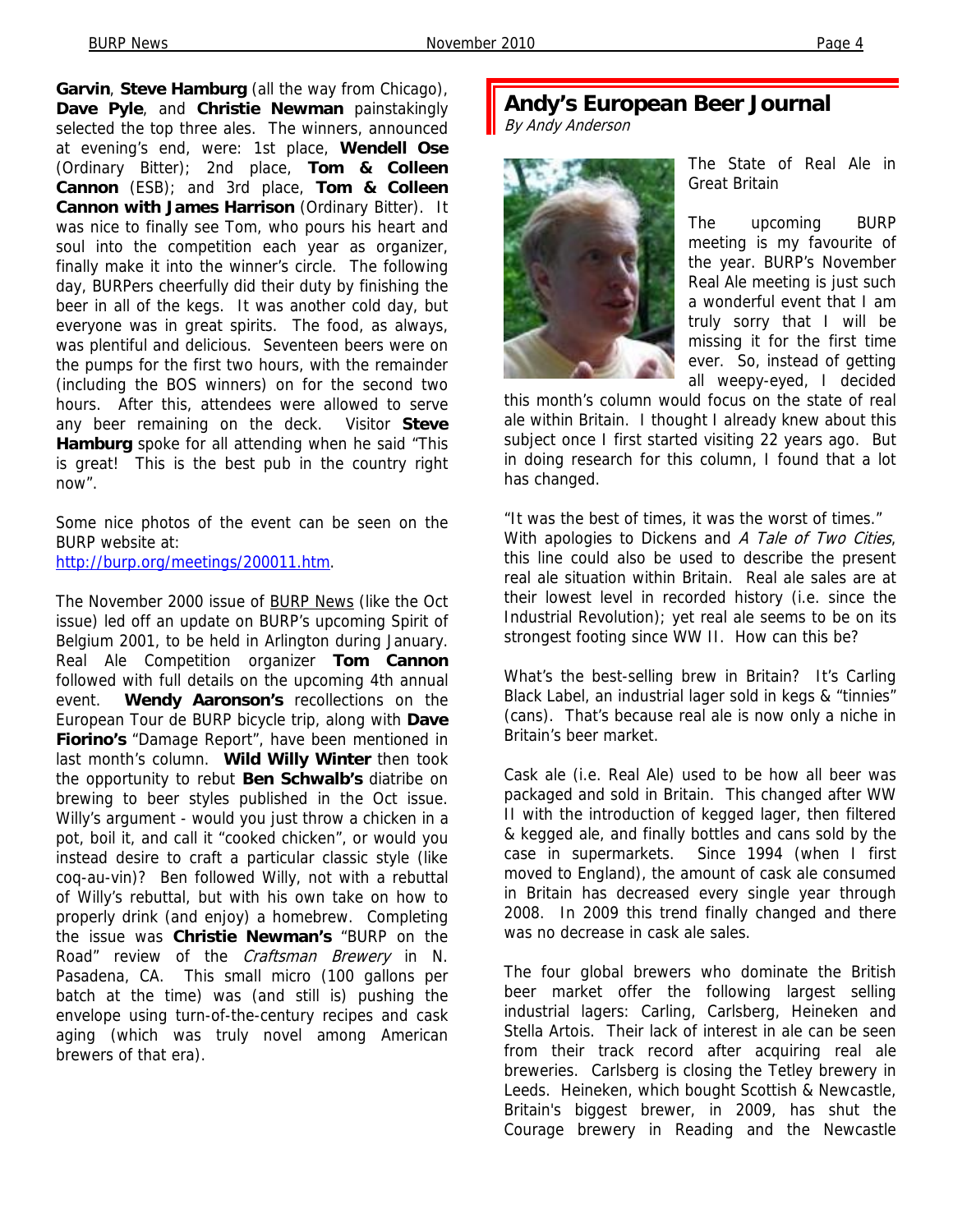**Garvin**, **Steve Hamburg** (all the way from Chicago), **Dave Pyle**, and **Christie Newman** painstakingly selected the top three ales. The winners, announced at evening's end, were: 1st place, **Wendell Ose** (Ordinary Bitter); 2nd place, **Tom & Colleen Cannon** (ESB); and 3rd place, **Tom & Colleen Cannon with James Harrison** (Ordinary Bitter). It was nice to finally see Tom, who pours his heart and soul into the competition each year as organizer, finally make it into the winner's circle. The following day, BURPers cheerfully did their duty by finishing the beer in all of the kegs. It was another cold day, but everyone was in great spirits. The food, as always, was plentiful and delicious. Seventeen beers were on the pumps for the first two hours, with the remainder (including the BOS winners) on for the second two hours. After this, attendees were allowed to serve any beer remaining on the deck. Visitor **Steve Hamburg** spoke for all attending when he said "This is great! This is the best pub in the country right now".

Some nice photos of the event can be seen on the BURP website at: http://burp.org/meetings/200011.htm.

The November 2000 issue of BURP News (like the Oct issue) led off an update on BURP's upcoming Spirit of Belgium 2001, to be held in Arlington during January. Real Ale Competition organizer **Tom Cannon** followed with full details on the upcoming 4th annual event. **Wendy Aaronson's** recollections on the European Tour de BURP bicycle trip, along with **Dave Fiorino's** "Damage Report", have been mentioned in last month's column. **Wild Willy Winter** then took the opportunity to rebut **Ben Schwalb's** diatribe on brewing to beer styles published in the Oct issue. Willy's argument - would you just throw a chicken in a pot, boil it, and call it "cooked chicken", or would you instead desire to craft a particular classic style (like coq-au-vin)? Ben followed Willy, not with a rebuttal of Willy's rebuttal, but with his own take on how to properly drink (and enjoy) a homebrew. Completing the issue was **Christie Newman's** "BURP on the Road" review of the *Craftsman Brewery* in N. Pasadena, CA. This small micro (100 gallons per batch at the time) was (and still is) pushing the envelope using turn-of-the-century recipes and cask aging (which was truly novel among American brewers of that era).

## Andy's European Beer Journal

*By Andy Anderson*

The State of Real Ale in Great Britain

The upcoming BURP meeting is my favourite of the year. BURP's November Real Ale meeting is just such a wonderful event that I am truly sorry that I will be missing it for the first time ever. So, instead of getting all weepy-eyed, I decided this month's column would focus on the state of real ale within Britain. I thought I already knew about this subject once I first started visiting 22 years ago. But in doing research for this column, I found that a lot has changed.

"It was the best of times, it was the worst of times." With apologies to Dickens and *A Tale of Two Cities*, this line could also be used to describe the present real ale situation within Britain. Real ale sales are at their lowest level in recorded history (i.e. since the Industrial Revolution); yet real ale seems to be on its strongest footing since WW II. How can this be?

What's the best-selling brew in Britain? It's Carling Black Label, an industrial lager sold in kegs & "tinnies" (cans). That's because real ale is now only a niche in Britain's beer market.

Cask ale (i.e. Real Ale) used to be how all beer was packaged and sold in Britain. This changed after WW II with the introduction of kegged lager, then filtered & kegged ale, and finally bottles and cans sold by the case in supermarkets. Since 1994 (when I first moved to England), the amount of cask ale consumed in Britain has decreased every single year through 2008. In 2009 this trend finally changed and there was no decrease in cask ale sales.

The four global brewers who dominate the British beer market offer the following largest selling industrial lagers: Carling, Carlsberg, Heineken and Stella Artois. Their lack of interest in ale can be seen from their track record after acquiring real ale breweries. Carlsberg is closing the Tetley brewery in Leeds. Heineken, which bought Scottish & Newcastle, Britain's biggest brewer, in 2009, has shut the Courage brewery in Reading and the Newcastle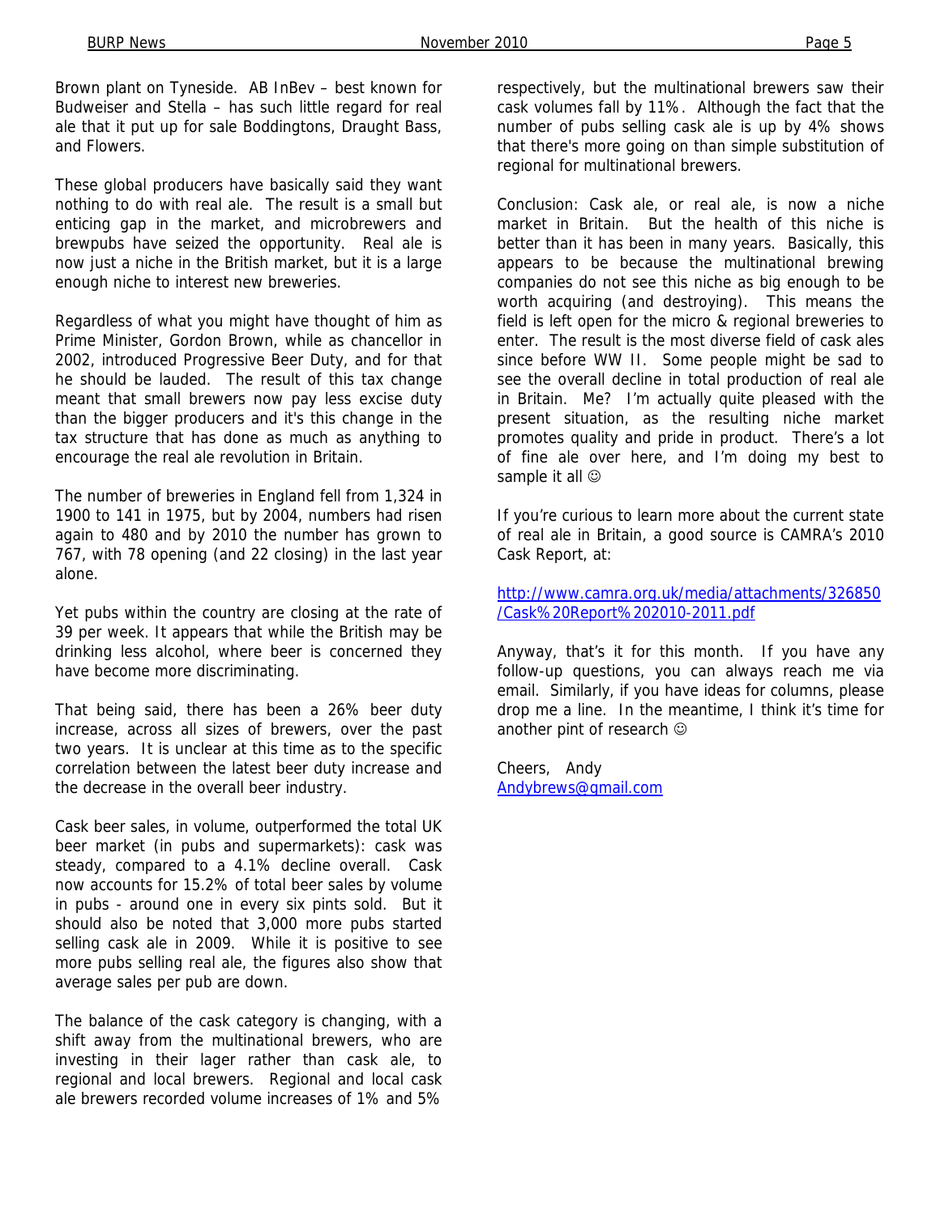Brown plant on Tyneside. AB InBev – best known for Budweiser and Stella – has such little regard for real ale that it put up for sale Boddingtons, Draught Bass, and Flowers.

These global producers have basically said they want nothing to do with real ale. The result is a small but enticing gap in the market, and microbrewers and brewpubs have seized the opportunity. Real ale is now just a niche in the British market, but it is a large enough niche to interest new breweries.

Regardless of what you might have thought of him as Prime Minister, Gordon Brown, while as chancellor in 2002, introduced Progressive Beer Duty, and for that he should be lauded. The result of this tax change meant that small brewers now pay less excise duty than the bigger producers and it's this change in the tax structure that has done as much as anything to encourage the real ale revolution in Britain.

The number of breweries in England fell from 1,324 in 1900 to 141 in 1975, but by 2004, numbers had risen again to 480 and by 2010 the number has grown to 767, with 78 opening (and 22 closing) in the last year alone.

Yet pubs within the country are closing at the rate of 39 per week. It appears that while the British may be drinking less alcohol, where beer is concerned they have become more discriminating.

That being said, there has been a 26% beer duty increase, across all sizes of brewers, over the past two years. It is unclear at this time as to the specific correlation between the latest beer duty increase and the decrease in the overall beer industry.

Cask beer sales, in volume, outperformed the total UK beer market (in pubs and supermarkets): cask was steady, compared to a 4.1% decline overall. Cask now accounts for 15.2% of total beer sales by volume in pubs - around one in every six pints sold. But it should also be noted that 3,000 more pubs started selling cask ale in 2009. While it is positive to see more pubs selling real ale, the figures also show that average sales per pub are down.

The balance of the cask category is changing, with a shift away from the multinational brewers, who are investing in their lager rather than cask ale, to regional and local brewers. Regional and local cask ale brewers recorded volume increases of 1% and 5% respectively, but the multinational brewers saw their cask volumes fall by 11%. Although the fact that the number of pubs selling cask ale is up by 4% shows that there's more going on than simple substitution of regional for multinational brewers.

Conclusion: Cask ale, or real ale, is now a niche market in Britain. But the health of this niche is better than it has been in many years. Basically, this appears to be because the multinational brewing companies do not see this niche as big enough to be worth acquiring (and destroying). This means the field is left open for the micro & regional breweries to enter. The result is the most diverse field of cask ales since before WW II. Some people might be sad to see the overall decline in total production of real ale in Britain. Me? I'm actually quite pleased with the present situation, as the resulting niche market promotes quality and pride in product. There's a lot of fine ale over here, and I'm doing my best to sample it all ☺

If you're curious to learn more about the current state of real ale in Britain, a good source is CAMRA's 2010 Cask Report, at:

http://www.camra.org.uk/media/attachments/326850/Cask%20Report%202010-2011.pdf

Anyway, that's it for this month. If you have any follow-up questions, you can always reach me via email. Similarly, if you have ideas for columns, please drop me a line. In the meantime, I think it's time for another pint of research ☺

Cheers, Andy
Andybrews@gmail.com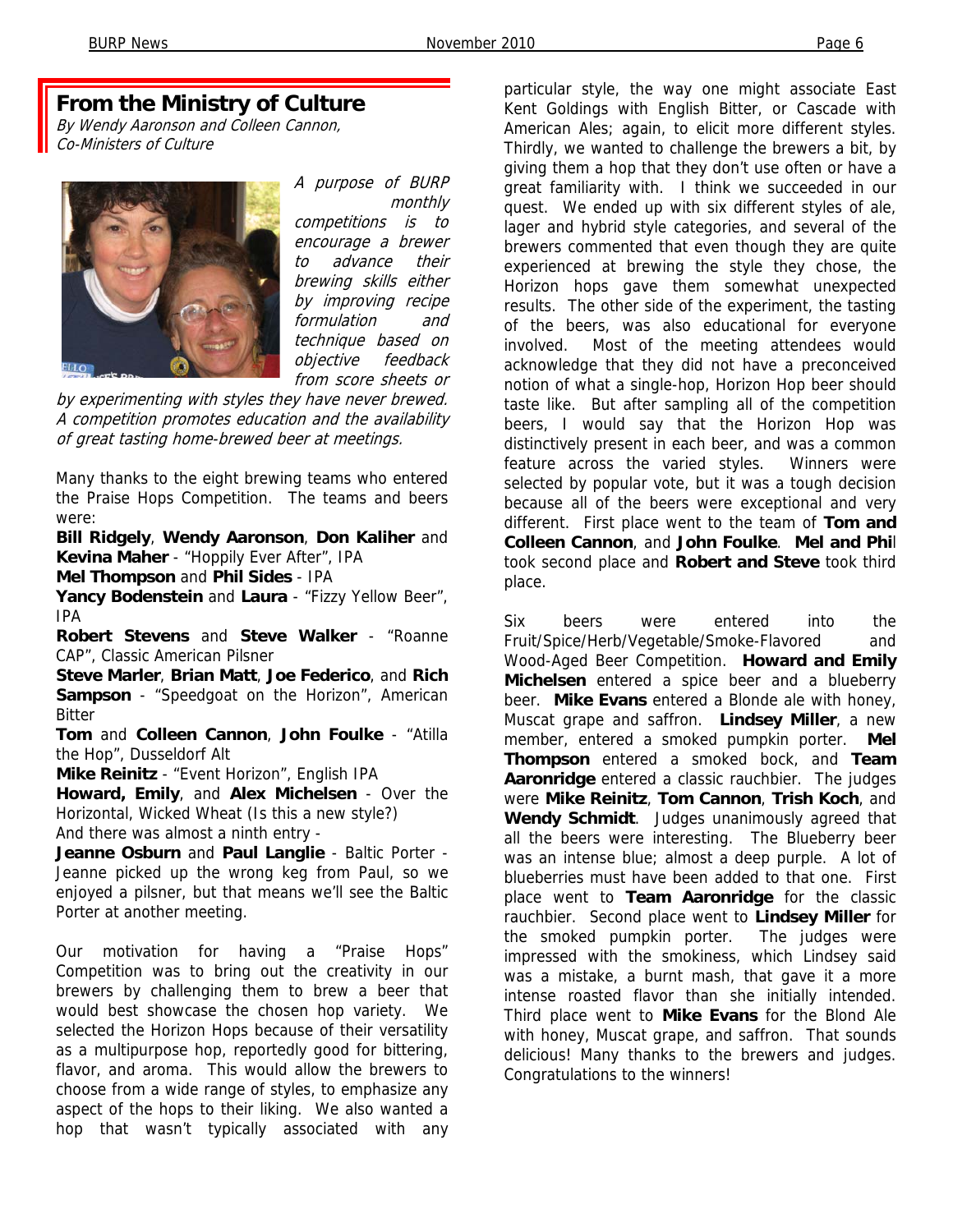## From the Ministry of Culture

*By Wendy Aaronson and Colleen Cannon, Co-Ministers of Culture*

*A purpose of BURP monthly competitions is to encourage a brewer to advance their brewing skills either by improving recipe formulation and technique based on objective feedback from score sheets or by experimenting with styles they have never brewed. A competition promotes education and the availability of great tasting home-brewed beer at meetings.*

Many thanks to the eight brewing teams who entered the Praise Hops Competition. The teams and beers were:

**Bill Ridgely**, **Wendy Aaronson**, **Don Kaliher** and **Kevina Maher** - "Hopplily Ever After", IPA

**Mel Thompson** and **Phil Sides** - IPA

**Yancy Bodenstein** and **Laura** - "Fizzy Yellow Beer", IPA

**Robert Stevens** and **Steve Walker** - "Roanne CAP", Classic American Pilsner

**Steve Marler**, **Brian Matt**, **Joe Federico**, and **Rich Sampson** - "Speedgoat on the Horizon", American Bitter

**Tom** and **Colleen Cannon**, **John Foulke** - "Atilla the Hop", Dusseldorf Alt

**Mike Reinitz** - "Event Horizon", English IPA

**Howard, Emily**, and **Alex Michelsen** - Over the Horizontal, Wicked Wheat (Is this a new style?)

And there was almost a ninth entry -

**Jeanne Osburn** and **Paul Langlie** - Baltic Porter - Jeanne picked up the wrong keg from Paul, so we enjoyed a pilsner, but that means we'll see the Baltic Porter at another meeting.

Our motivation for having a "Praise Hops" Competition was to bring out the creativity in our brewers by challenging them to brew a beer that would best showcase the chosen hop variety. We selected the Horizon Hops because of their versatility as a multipurpose hop, reportedly good for bittering, flavor, and aroma. This would allow the brewers to choose from a wide range of styles, to emphasize any aspect of the hops to their liking. We also wanted a hop that wasn't typically associated with any particular style, the way one might associate East Kent Goldings with English Bitter, or Cascade with American Ales; again, to elicit more different styles. Thirdly, we wanted to challenge the brewers a bit, by giving them a hop that they don't use often or have a great familiarity with. I think we succeeded in our quest. We ended up with six different styles of ale, lager and hybrid style categories, and several of the brewers commented that even though they are quite experienced at brewing the style they chose, the Horizon hops gave them somewhat unexpected results. The other side of the experiment, the tasting of the beers, was also educational for everyone involved. Most of the meeting attendees would acknowledge that they did not have a preconceived notion of what a single-hop, Horizon Hop beer should taste like. But after sampling all of the competition beers, I would say that the Horizon Hop was distinctively present in each beer, and was a common feature across the varied styles. Winners were selected by popular vote, but it was a tough decision because all of the beers were exceptional and very different. First place went to the team of **Tom and Colleen Cannon**, and **John Foulke**. **Mel and Phil** took second place and **Robert and Steve** took third place.

Six beers were entered into the Fruit/Spice/Herb/Vegetable/Smoke-Flavored and Wood-Aged Beer Competition. **Howard and Emily Michelsen** entered a spice beer and a blueberry beer. **Mike Evans** entered a Blonde ale with honey, Muscat grape and saffron. **Lindsey Miller**, a new member, entered a smoked pumpkin porter. **Mel Thompson** entered a smoked bock, and **Team Aaronridge** entered a classic rauchbier. The judges were **Mike Reinitz**, **Tom Cannon**, **Trish Koch**, and **Wendy Schmidt**. Judges unanimously agreed that all the beers were interesting. The Blueberry beer was an intense blue; almost a deep purple. A lot of blueberries must have been added to that one. First place went to **Team Aaronridge** for the classic rauchbier. Second place went to **Lindsey Miller** for the smoked pumpkin porter. The judges were impressed with the smokiness, which Lindsey said was a mistake, a burnt mash, that gave it a more intense roasted flavor than she initially intended. Third place went to **Mike Evans** for the Blond Ale with honey, Muscat grape, and saffron. That sounds delicious! Many thanks to the brewers and judges. Congratulations to the winners!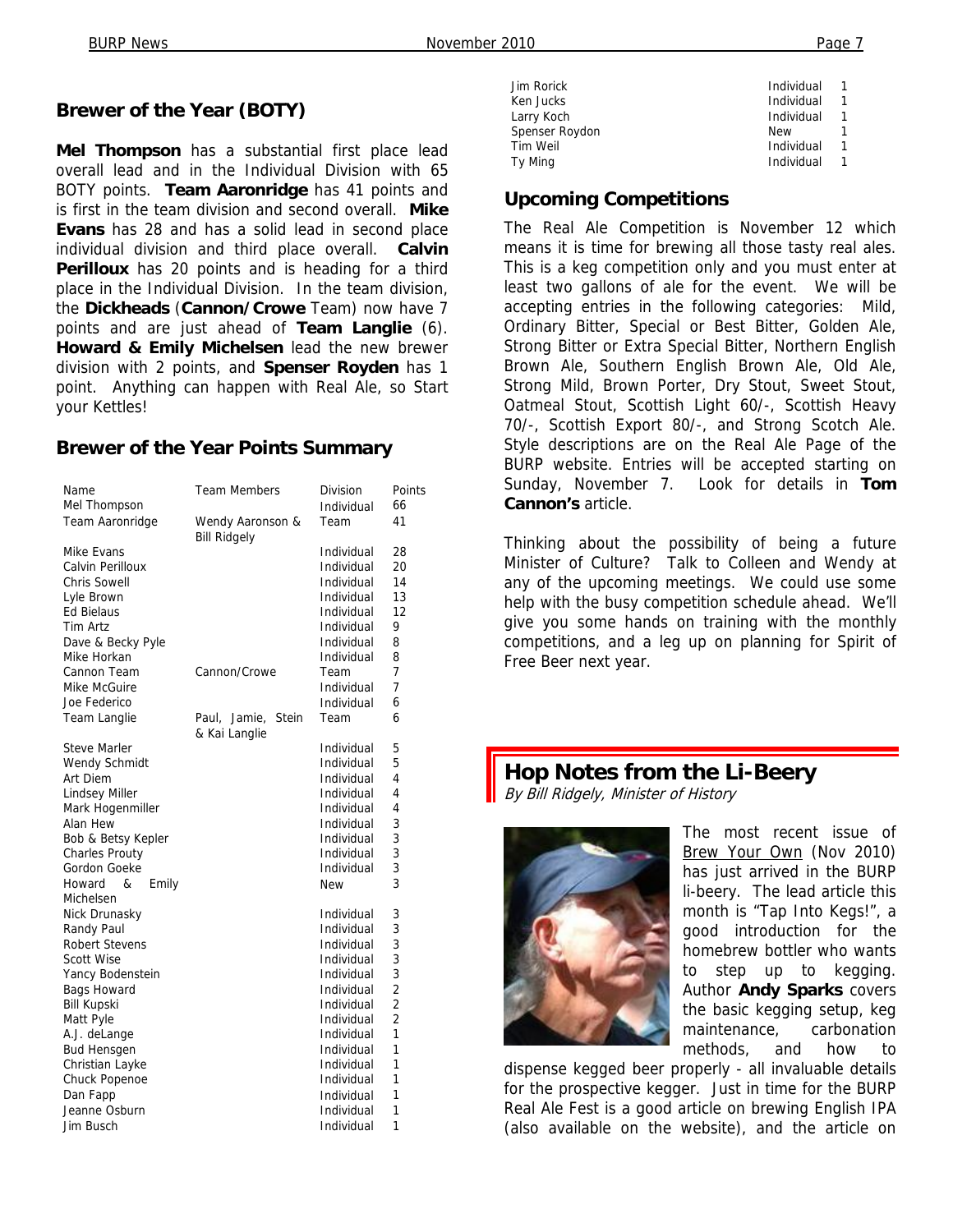## Brewer of the Year (BOTY)

**Mel Thompson** has a substantial first place lead overall lead and in the Individual Division with 65 BOTY points. **Team Aaronridge** has 41 points and is first in the team division and second overall. **Mike Evans** has 28 and has a solid lead in second place individual division and third place overall. **Calvin Perilloux** has 20 points and is heading for a third place in the Individual Division. In the team division, the **Dickheads** (**Cannon/Crowe** Team) now have 7 points and are just ahead of **Team Langlie** (6). **Howard & Emily Michelsen** lead the new brewer division with 2 points, and **Spenser Royden** has 1 point. Anything can happen with Real Ale, so Start your Kettles!

## Brewer of the Year Points Summary

| Name | Team Members | Division | Points |
|---|---|---|---|
| Mel Thompson | | Individual | 66 |
| Team Aaronridge | Wendy Aaronson & Bill Ridgely | Team | 41 |
| Mike Evans | | Individual | 28 |
| Calvin Perilloux | | Individual | 20 |
| Chris Sowell | | Individual | 14 |
| Lyle Brown | | Individual | 13 |
| Ed Bielaus | | Individual | 12 |
| Tim Artz | | Individual | 9 |
| Dave & Becky Pyle | | Individual | 8 |
| Mike Horkan | | Individual | 8 |
| Cannon Team | Cannon/Crowe | Team | 7 |
| Mike McGuire | | Individual | 7 |
| Joe Federico | | Individual | 6 |
| Team Langlie | Paul, Jamie, Stein & Kai Langlie | Team | 6 |
| Steve Marler | | Individual | 5 |
| Wendy Schmidt | | Individual | 5 |
| Art Diem | | Individual | 4 |
| Lindsey Miller | | Individual | 4 |
| Mark Hogenmiller | | Individual | 4 |
| Alan Hew | | Individual | 3 |
| Bob & Betsy Kepler | | Individual | 3 |
| Charles Prouty | | Individual | 3 |
| Gordon Goeke | | Individual | 3 |
| Howard & Emily Michelsen | | New | 3 |
| Nick Drunasky | | Individual | 3 |
| Randy Paul | | Individual | 3 |
| Robert Stevens | | Individual | 3 |
| Scott Wise | | Individual | 3 |
| Yancy Bodenstein | | Individual | 3 |
| Bags Howard | | Individual | 2 |
| Bill Kupski | | Individual | 2 |
| Matt Pyle | | Individual | 2 |
| A.J. deLange | | Individual | 1 |
| Bud Hensgen | | Individual | 1 |
| Christian Layke | | Individual | 1 |
| Chuck Popenoe | | Individual | 1 |
| Dan Fapp | | Individual | 1 |
| Jeanne Osburn | | Individual | 1 |
| Jim Busch | | Individual | 1 |
| Jim Rorick | | Individual | 1 |
| Ken Jucks | | Individual | 1 |
| Larry Koch | | Individual | 1 |
| Spenser Roydon | | New | 1 |
| Tim Weil | | Individual | 1 |
| Ty Ming | | Individual | 1 |

## Upcoming Competitions

The Real Ale Competition is November 12 which means it is time for brewing all those tasty real ales. This is a keg competition only and you must enter at least two gallons of ale for the event. We will be accepting entries in the following categories: Mild, Ordinary Bitter, Special or Best Bitter, Golden Ale, Strong Bitter or Extra Special Bitter, Northern English Brown Ale, Southern English Brown Ale, Old Ale, Strong Mild, Brown Porter, Dry Stout, Sweet Stout, Oatmeal Stout, Scottish Light 60/-, Scottish Heavy 70/-, Scottish Export 80/-, and Strong Scotch Ale. Style descriptions are on the Real Ale Page of the BURP website. Entries will be accepted starting on Sunday, November 7. Look for details in **Tom Cannon's** article.

Thinking about the possibility of being a future Minister of Culture? Talk to Colleen and Wendy at any of the upcoming meetings. We could use some help with the busy competition schedule ahead. We'll give you some hands on training with the monthly competitions, and a leg up on planning for Spirit of Free Beer next year.

## Hop Notes from the Li-Beery

*By Bill Ridgely, Minister of History*

The most recent issue of Brew Your Own (Nov 2010) has just arrived in the BURP li-beery. The lead article this month is "Tap Into Kegs!", a good introduction for the homebrew bottler who wants to step up to kegging. Author **Andy Sparks** covers the basic kegging setup, keg maintenance, carbonation methods, and how to dispense kegged beer properly - all invaluable details for the prospective kegger. Just in time for the BURP Real Ale Fest is a good article on brewing English IPA (also available on the website), and the article on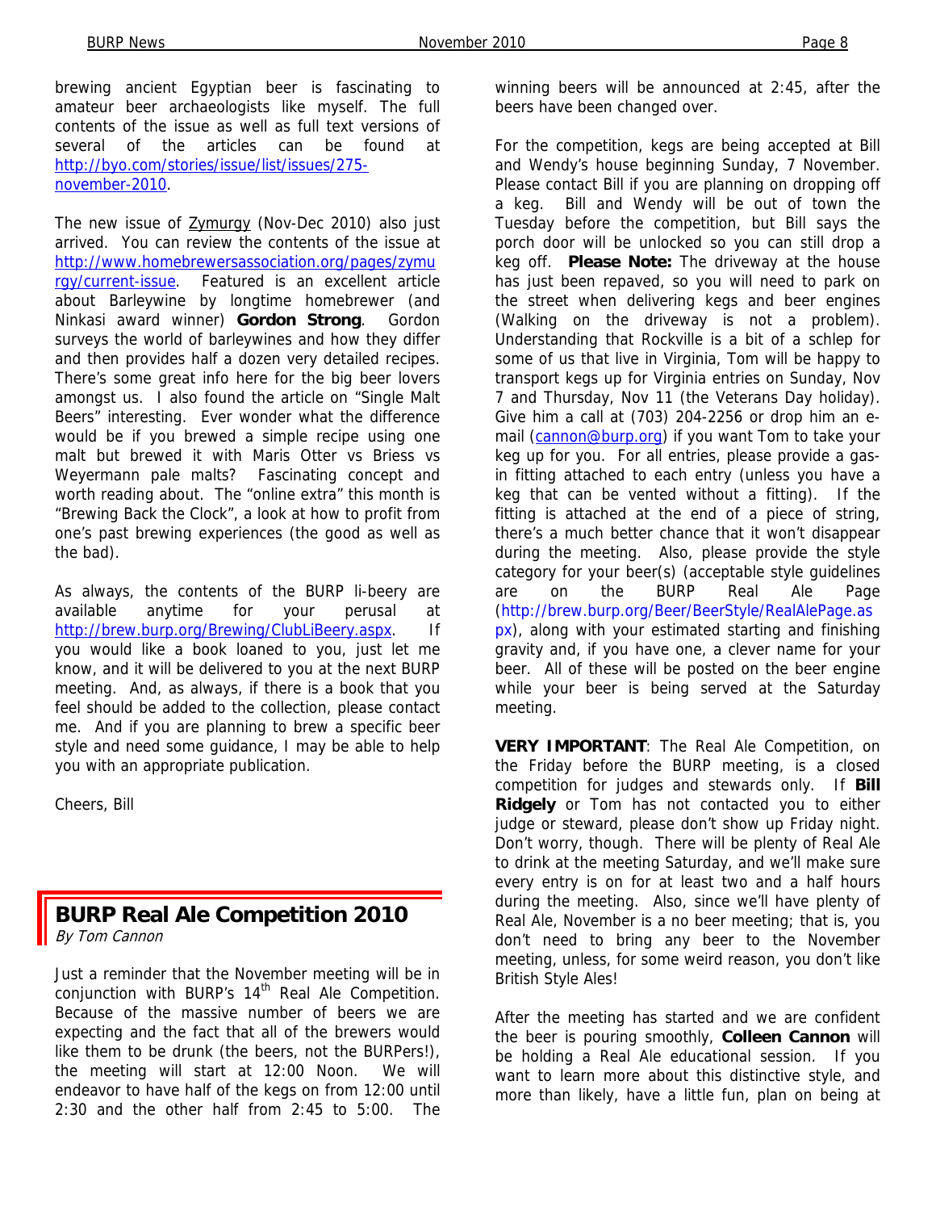brewing ancient Egyptian beer is fascinating to amateur beer archaeologists like myself. The full contents of the issue as well as full text versions of several of the articles can be found at http://byo.com/stories/issue/list/issues/275-november-2010.

The new issue of Zymurgy (Nov-Dec 2010) also just arrived. You can review the contents of the issue at http://www.homebrewersassociation.org/pages/zymurgy/current-issue. Featured is an excellent article about Barleywine by longtime homebrewer (and Ninkasi award winner) **Gordon Strong**. Gordon surveys the world of barleywines and how they differ and then provides half a dozen very detailed recipes. There's some great info here for the big beer lovers amongst us. I also found the article on "Single Malt Beers" interesting. Ever wonder what the difference would be if you brewed a simple recipe using one malt but brewed it with Maris Otter vs Briess vs Weyermann pale malts? Fascinating concept and worth reading about. The "online extra" this month is "Brewing Back the Clock", a look at how to profit from one's past brewing experiences (the good as well as the bad).

As always, the contents of the BURP li-beery are available anytime for your perusal at http://brew.burp.org/Brewing/ClubLiBeery.aspx. If you would like a book loaned to you, just let me know, and it will be delivered to you at the next BURP meeting. And, as always, if there is a book that you feel should be added to the collection, please contact me. And if you are planning to brew a specific beer style and need some guidance, I may be able to help you with an appropriate publication.

Cheers, Bill

## BURP Real Ale Competition 2010

*By Tom Cannon*

Just a reminder that the November meeting will be in conjunction with BURP's 14th Real Ale Competition. Because of the massive number of beers we are expecting and the fact that all of the brewers would like them to be drunk (the beers, not the BURPers!), the meeting will start at 12:00 Noon. We will endeavor to have half of the kegs on from 12:00 until 2:30 and the other half from 2:45 to 5:00. The winning beers will be announced at 2:45, after the beers have been changed over.

For the competition, kegs are being accepted at Bill and Wendy's house beginning Sunday, 7 November. Please contact Bill if you are planning on dropping off a keg. Bill and Wendy will be out of town the Tuesday before the competition, but Bill says the porch door will be unlocked so you can still drop a keg off. **Please Note:** The driveway at the house has just been repaved, so you will need to park on the street when delivering kegs and beer engines (Walking on the driveway is not a problem). Understanding that Rockville is a bit of a schlep for some of us that live in Virginia, Tom will be happy to transport kegs up for Virginia entries on Sunday, Nov 7 and Thursday, Nov 11 (the Veterans Day holiday). Give him a call at (703) 204-2256 or drop him an e-mail (cannon@burp.org) if you want Tom to take your keg up for you. For all entries, please provide a gas-in fitting attached to each entry (unless you have a keg that can be vented without a fitting). If the fitting is attached at the end of a piece of string, there's a much better chance that it won't disappear during the meeting. Also, please provide the style category for your beer(s) (acceptable style guidelines are on the BURP Real Ale Page (http://brew.burp.org/Beer/BeerStyle/RealAlePage.aspx), along with your estimated starting and finishing gravity and, if you have one, a clever name for your beer. All of these will be posted on the beer engine while your beer is being served at the Saturday meeting.

**VERY IMPORTANT**: The Real Ale Competition, on the Friday before the BURP meeting, is a closed competition for judges and stewards only. If **Bill Ridgely** or Tom has not contacted you to either judge or steward, please don't show up Friday night. Don't worry, though. There will be plenty of Real Ale to drink at the meeting Saturday, and we'll make sure every entry is on for at least two and a half hours during the meeting. Also, since we'll have plenty of Real Ale, November is a no beer meeting; that is, you don't need to bring any beer to the November meeting, unless, for some weird reason, you don't like British Style Ales!

After the meeting has started and we are confident the beer is pouring smoothly, **Colleen Cannon** will be holding a Real Ale educational session. If you want to learn more about this distinctive style, and more than likely, have a little fun, plan on being at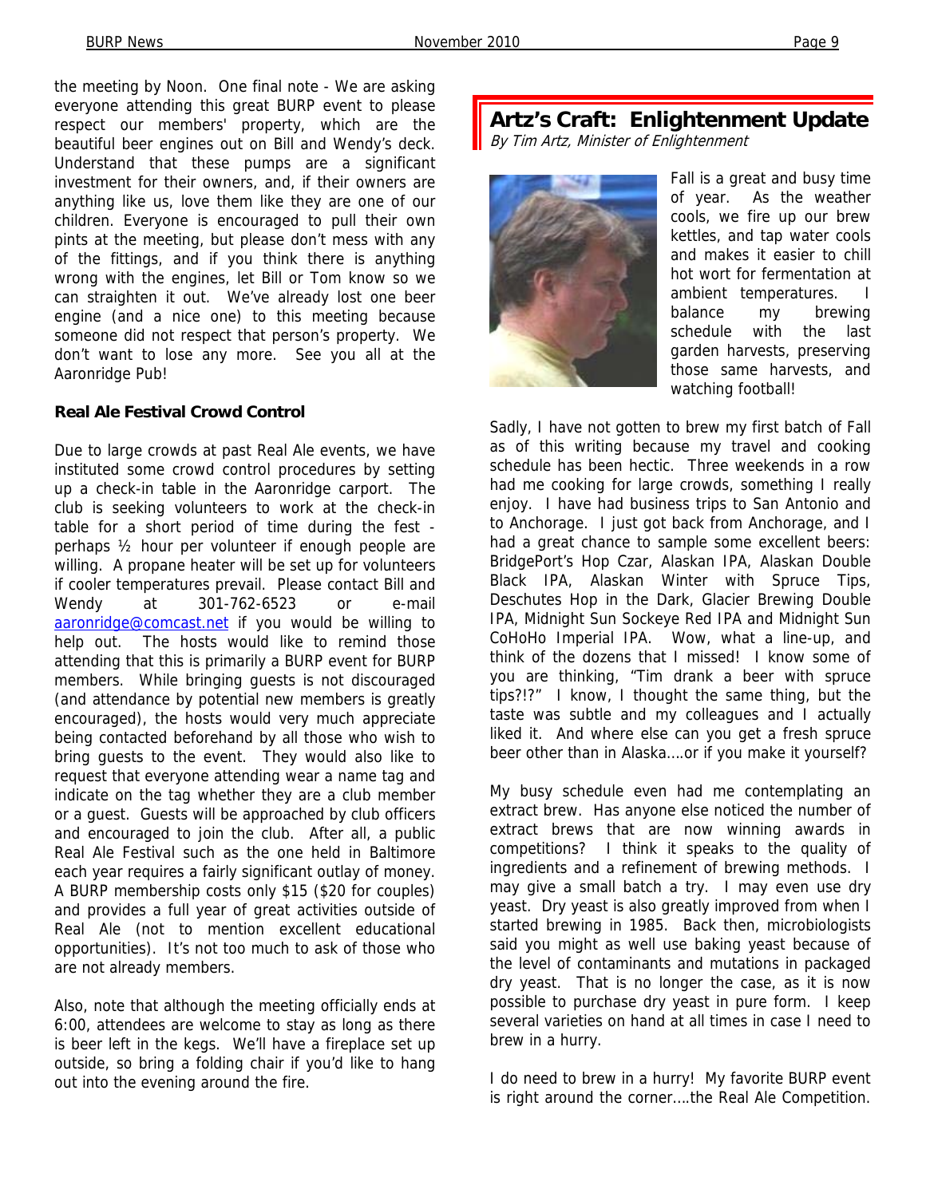the meeting by Noon. One final note - We are asking everyone attending this great BURP event to please respect our members' property, which are the beautiful beer engines out on Bill and Wendy's deck. Understand that these pumps are a significant investment for their owners, and, if their owners are anything like us, love them like they are one of our children. Everyone is encouraged to pull their own pints at the meeting, but please don't mess with any of the fittings, and if you think there is anything wrong with the engines, let Bill or Tom know so we can straighten it out. We've already lost one beer engine (and a nice one) to this meeting because someone did not respect that person's property. We don't want to lose any more. See you all at the Aaronridge Pub!

**Real Ale Festival Crowd Control**

Due to large crowds at past Real Ale events, we have instituted some crowd control procedures by setting up a check-in table in the Aaronridge carport. The club is seeking volunteers to work at the check-in table for a short period of time during the fest - perhaps ½ hour per volunteer if enough people are willing. A propane heater will be set up for volunteers if cooler temperatures prevail. Please contact Bill and Wendy at 301-762-6523 or e-mail aaronridge@comcast.net if you would be willing to help out. The hosts would like to remind those attending that this is primarily a BURP event for BURP members. While bringing guests is not discouraged (and attendance by potential new members is greatly encouraged), the hosts would very much appreciate being contacted beforehand by all those who wish to bring guests to the event. They would also like to request that everyone attending wear a name tag and indicate on the tag whether they are a club member or a guest. Guests will be approached by club officers and encouraged to join the club. After all, a public Real Ale Festival such as the one held in Baltimore each year requires a fairly significant outlay of money. A BURP membership costs only $15 ($20 for couples) and provides a full year of great activities outside of Real Ale (not to mention excellent educational opportunities). It's not too much to ask of those who are not already members.

Also, note that although the meeting officially ends at 6:00, attendees are welcome to stay as long as there is beer left in the kegs. We'll have a fireplace set up outside, so bring a folding chair if you'd like to hang out into the evening around the fire.

## Artz's Craft: Enlightenment Update

*By Tim Artz, Minister of Enlightenment*

Fall is a great and busy time of year. As the weather cools, we fire up our brew kettles, and tap water cools and makes it easier to chill hot wort for fermentation at ambient temperatures. I balance my brewing schedule with the last garden harvests, preserving those same harvests, and watching football!

Sadly, I have not gotten to brew my first batch of Fall as of this writing because my travel and cooking schedule has been hectic. Three weekends in a row had me cooking for large crowds, something I really enjoy. I have had business trips to San Antonio and to Anchorage. I just got back from Anchorage, and I had a great chance to sample some excellent beers: BridgePort's Hop Czar, Alaskan IPA, Alaskan Double Black IPA, Alaskan Winter with Spruce Tips, Deschutes Hop in the Dark, Glacier Brewing Double IPA, Midnight Sun Sockeye Red IPA and Midnight Sun CoHoHo Imperial IPA. Wow, what a line-up, and think of the dozens that I missed! I know some of you are thinking, "Tim drank a beer with spruce tips?!?" I know, I thought the same thing, but the taste was subtle and my colleagues and I actually liked it. And where else can you get a fresh spruce beer other than in Alaska….or if you make it yourself?

My busy schedule even had me contemplating an extract brew. Has anyone else noticed the number of extract brews that are now winning awards in competitions? I think it speaks to the quality of ingredients and a refinement of brewing methods. I may give a small batch a try. I may even use dry yeast. Dry yeast is also greatly improved from when I started brewing in 1985. Back then, microbiologists said you might as well use baking yeast because of the level of contaminants and mutations in packaged dry yeast. That is no longer the case, as it is now possible to purchase dry yeast in pure form. I keep several varieties on hand at all times in case I need to brew in a hurry.

I do need to brew in a hurry! My favorite BURP event is right around the corner….the Real Ale Competition.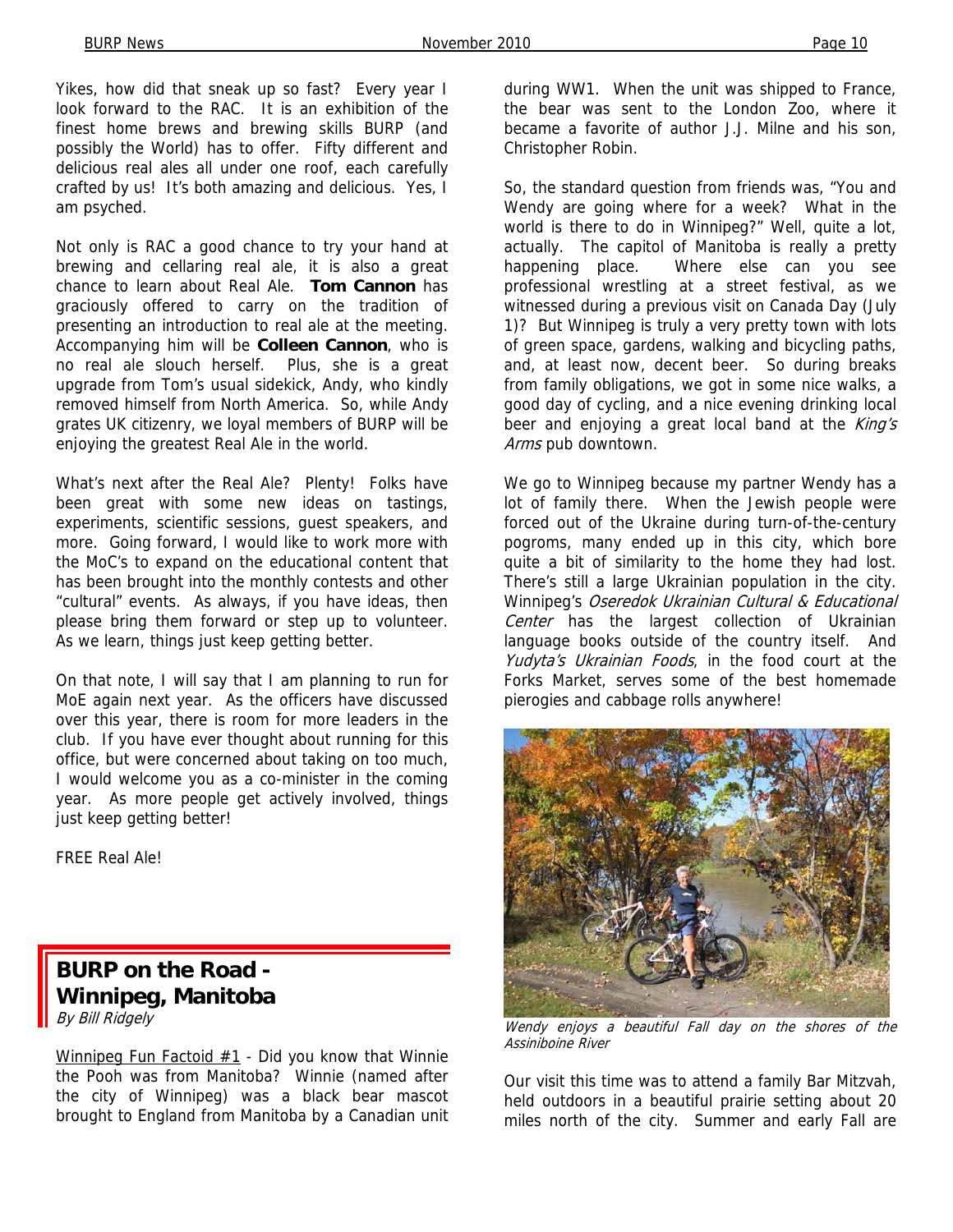Yikes, how did that sneak up so fast? Every year I look forward to the RAC. It is an exhibition of the finest home brews and brewing skills BURP (and possibly the World) has to offer. Fifty different and delicious real ales all under one roof, each carefully crafted by us! It's both amazing and delicious. Yes, I am psyched.

Not only is RAC a good chance to try your hand at brewing and cellaring real ale, it is also a great chance to learn about Real Ale. **Tom Cannon** has graciously offered to carry on the tradition of presenting an introduction to real ale at the meeting. Accompanying him will be **Colleen Cannon**, who is no real ale slouch herself. Plus, she is a great upgrade from Tom's usual sidekick, Andy, who kindly removed himself from North America. So, while Andy grates UK citizenry, we loyal members of BURP will be enjoying the greatest Real Ale in the world.

What's next after the Real Ale? Plenty! Folks have been great with some new ideas on tastings, experiments, scientific sessions, guest speakers, and more. Going forward, I would like to work more with the MoC's to expand on the educational content that has been brought into the monthly contests and other "cultural" events. As always, if you have ideas, then please bring them forward or step up to volunteer. As we learn, things just keep getting better.

On that note, I will say that I am planning to run for MoE again next year. As the officers have discussed over this year, there is room for more leaders in the club. If you have ever thought about running for this office, but were concerned about taking on too much, I would welcome you as a co-minister in the coming year. As more people get actively involved, things just keep getting better!

FREE Real Ale!

## BURP on the Road - Winnipeg, Manitoba

*By Bill Ridgely*

Winnipeg Fun Factoid #1 - Did you know that Winnie the Pooh was from Manitoba? Winnie (named after the city of Winnipeg) was a black bear mascot brought to England from Manitoba by a Canadian unit during WW1. When the unit was shipped to France, the bear was sent to the London Zoo, where it became a favorite of author J.J. Milne and his son, Christopher Robin.

So, the standard question from friends was, "You and Wendy are going where for a week? What in the world is there to do in Winnipeg?" Well, quite a lot, actually. The capitol of Manitoba is really a pretty happening place. Where else can you see professional wrestling at a street festival, as we witnessed during a previous visit on Canada Day (July 1)? But Winnipeg is truly a very pretty town with lots of green space, gardens, walking and bicycling paths, and, at least now, decent beer. So during breaks from family obligations, we got in some nice walks, a good day of cycling, and a nice evening drinking local beer and enjoying a great local band at the *King's Arms* pub downtown.

We go to Winnipeg because my partner Wendy has a lot of family there. When the Jewish people were forced out of the Ukraine during turn-of-the-century pogroms, many ended up in this city, which bore quite a bit of similarity to the home they had lost. There's still a large Ukrainian population in the city. Winnipeg's *Oseredok Ukrainian Cultural & Educational Center* has the largest collection of Ukrainian language books outside of the country itself. And *Yudyta's Ukrainian Foods*, in the food court at the Forks Market, serves some of the best homemade pierogies and cabbage rolls anywhere!

*Wendy enjoys a beautiful Fall day on the shores of the Assiniboine River*

Our visit this time was to attend a family Bar Mitzvah, held outdoors in a beautiful prairie setting about 20 miles north of the city. Summer and early Fall are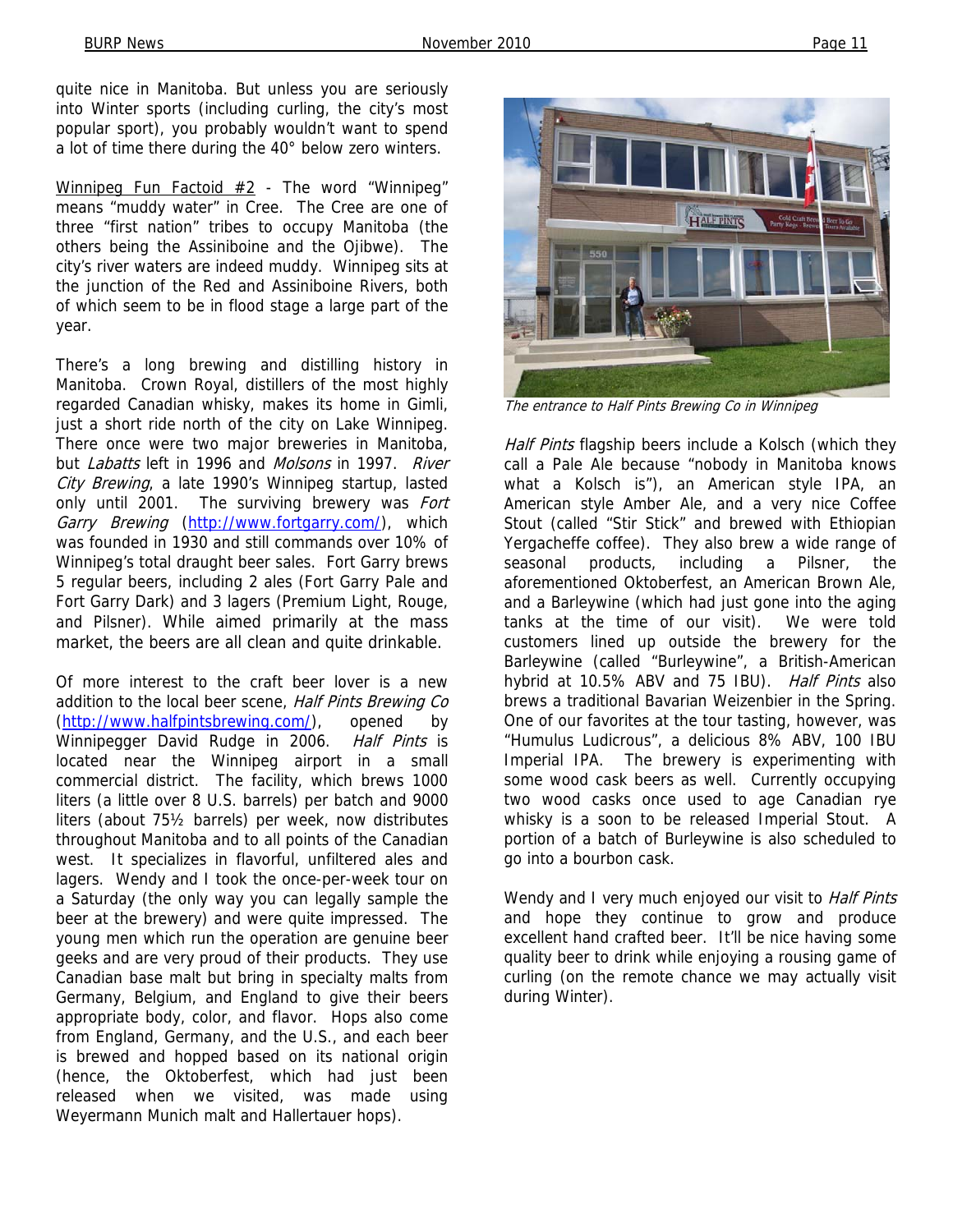quite nice in Manitoba. But unless you are seriously into Winter sports (including curling, the city's most popular sport), you probably wouldn't want to spend a lot of time there during the 40° below zero winters.

Winnipeg Fun Factoid #2 - The word "Winnipeg" means "muddy water" in Cree. The Cree are one of three "first nation" tribes to occupy Manitoba (the others being the Assiniboine and the Ojibwe). The city's river waters are indeed muddy. Winnipeg sits at the junction of the Red and Assiniboine Rivers, both of which seem to be in flood stage a large part of the year.

There's a long brewing and distilling history in Manitoba. Crown Royal, distillers of the most highly regarded Canadian whisky, makes its home in Gimli, just a short ride north of the city on Lake Winnipeg. There once were two major breweries in Manitoba, but *Labatts* left in 1996 and *Molsons* in 1997. *River City Brewing*, a late 1990's Winnipeg startup, lasted only until 2001. The surviving brewery was *Fort Garry Brewing* (http://www.fortgarry.com/), which was founded in 1930 and still commands over 10% of Winnipeg's total draught beer sales. Fort Garry brews 5 regular beers, including 2 ales (Fort Garry Pale and Fort Garry Dark) and 3 lagers (Premium Light, Rouge, and Pilsner). While aimed primarily at the mass market, the beers are all clean and quite drinkable.

Of more interest to the craft beer lover is a new addition to the local beer scene, *Half Pints Brewing Co* (http://www.halfpintsbrewing.com/), opened by Winnipegger David Rudge in 2006. *Half Pints* is located near the Winnipeg airport in a small commercial district. The facility, which brews 1000 liters (a little over 8 U.S. barrels) per batch and 9000 liters (about 75½ barrels) per week, now distributes throughout Manitoba and to all points of the Canadian west. It specializes in flavorful, unfiltered ales and lagers. Wendy and I took the once-per-week tour on a Saturday (the only way you can legally sample the beer at the brewery) and were quite impressed. The young men which run the operation are genuine beer geeks and are very proud of their products. They use Canadian base malt but bring in specialty malts from Germany, Belgium, and England to give their beers appropriate body, color, and flavor. Hops also come from England, Germany, and the U.S., and each beer is brewed and hopped based on its national origin (hence, the Oktoberfest, which had just been released when we visited, was made using Weyermann Munich malt and Hallertauer hops).

*The entrance to Half Pints Brewing Co in Winnipeg*

*Half Pints* flagship beers include a Kolsch (which they call a Pale Ale because "nobody in Manitoba knows what a Kolsch is"), an American style IPA, an American style Amber Ale, and a very nice Coffee Stout (called "Stir Stick" and brewed with Ethiopian Yergacheffe coffee). They also brew a wide range of seasonal products, including a Pilsner, the aforementioned Oktoberfest, an American Brown Ale, and a Barleywine (which had just gone into the aging tanks at the time of our visit). We were told customers lined up outside the brewery for the Barleywine (called "Burleywine", a British-American hybrid at 10.5% ABV and 75 IBU). *Half Pints* also brews a traditional Bavarian Weizenbier in the Spring. One of our favorites at the tour tasting, however, was "Humulus Ludicrous", a delicious 8% ABV, 100 IBU Imperial IPA. The brewery is experimenting with some wood cask beers as well. Currently occupying two wood casks once used to age Canadian rye whisky is a soon to be released Imperial Stout. A portion of a batch of Burleywine is also scheduled to go into a bourbon cask.

Wendy and I very much enjoyed our visit to *Half Pints* and hope they continue to grow and produce excellent hand crafted beer. It'll be nice having some quality beer to drink while enjoying a rousing game of curling (on the remote chance we may actually visit during Winter).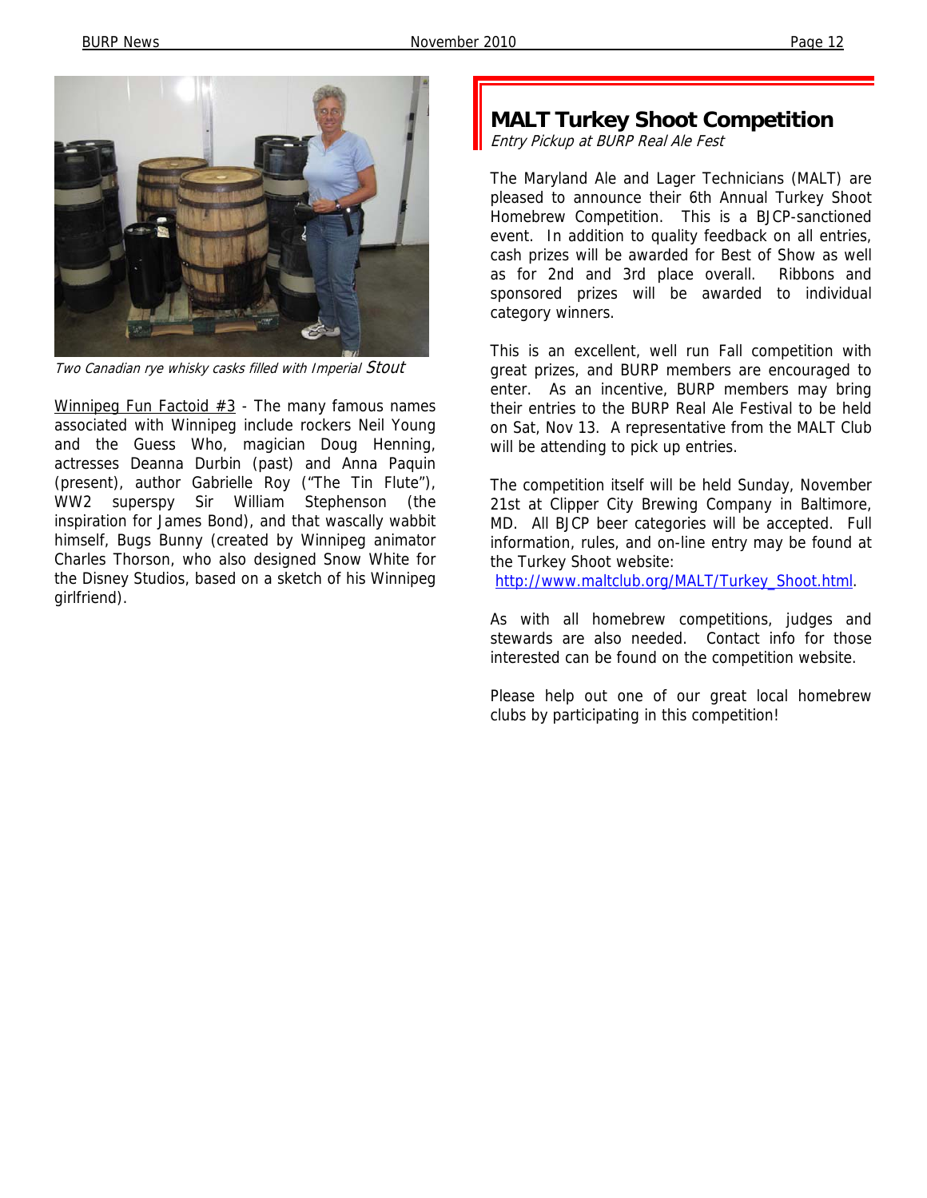*Two Canadian rye whisky casks filled with Imperial Stout*

Winnipeg Fun Factoid #3 - The many famous names associated with Winnipeg include rockers Neil Young and the Guess Who, magician Doug Henning, actresses Deanna Durbin (past) and Anna Paquin (present), author Gabrielle Roy ("The Tin Flute"), WW2 superspy Sir William Stephenson (the inspiration for James Bond), and that wascally wabbit himself, Bugs Bunny (created by Winnipeg animator Charles Thorson, who also designed Snow White for the Disney Studios, based on a sketch of his Winnipeg girlfriend).

## MALT Turkey Shoot Competition

*Entry Pickup at BURP Real Ale Fest*

The Maryland Ale and Lager Technicians (MALT) are pleased to announce their 6th Annual Turkey Shoot Homebrew Competition. This is a BJCP-sanctioned event. In addition to quality feedback on all entries, cash prizes will be awarded for Best of Show as well as for 2nd and 3rd place overall. Ribbons and sponsored prizes will be awarded to individual category winners.

This is an excellent, well run Fall competition with great prizes, and BURP members are encouraged to enter. As an incentive, BURP members may bring their entries to the BURP Real Ale Festival to be held on Sat, Nov 13. A representative from the MALT Club will be attending to pick up entries.

The competition itself will be held Sunday, November 21st at Clipper City Brewing Company in Baltimore, MD. All BJCP beer categories will be accepted. Full information, rules, and on-line entry may be found at the Turkey Shoot website:
http://www.maltclub.org/MALT/Turkey_Shoot.html.

As with all homebrew competitions, judges and stewards are also needed. Contact info for those interested can be found on the competition website.

Please help out one of our great local homebrew clubs by participating in this competition!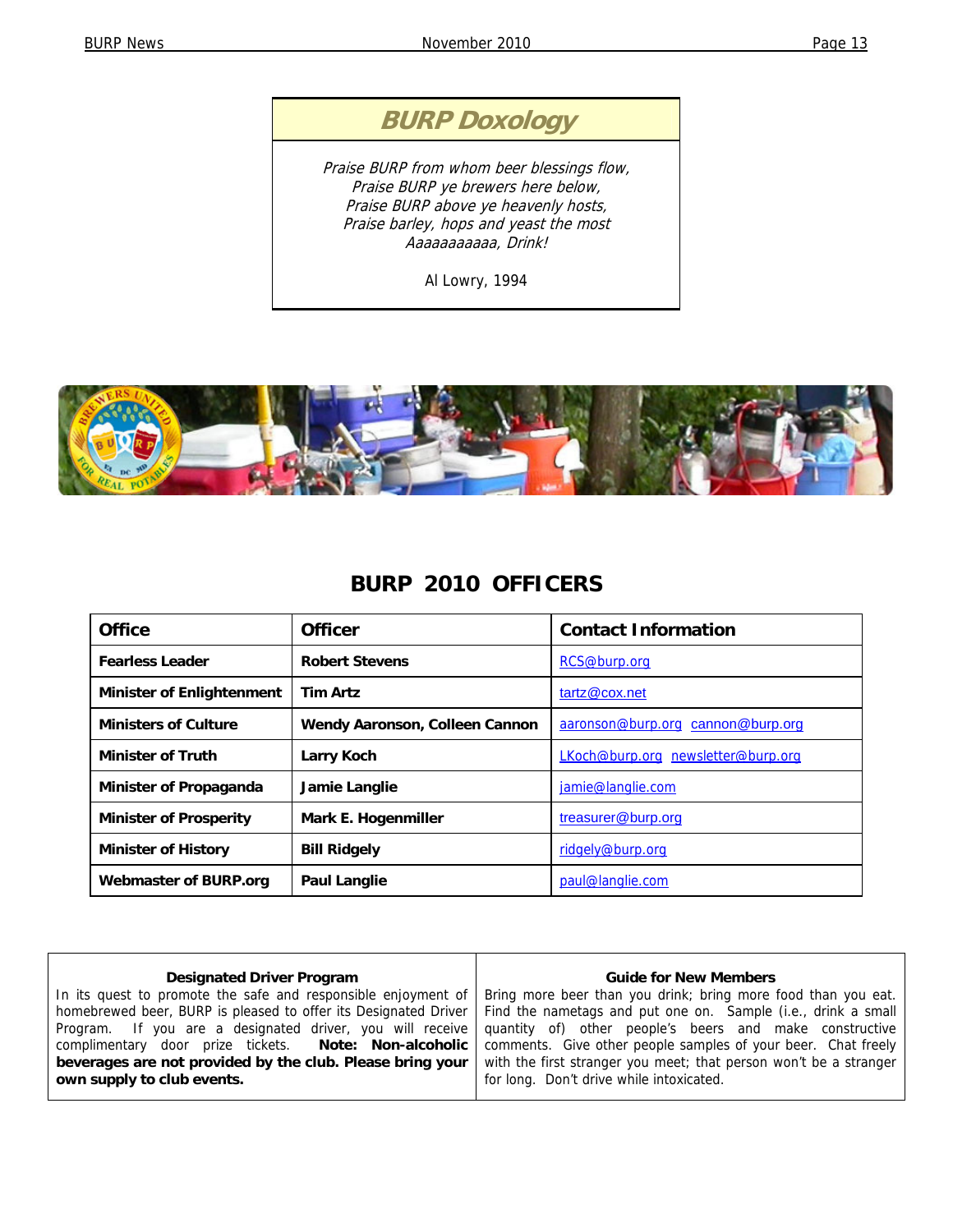## BURP Doxology

*Praise BURP from whom beer blessings flow,*
*Praise BURP ye brewers here below,*
*Praise BURP above ye heavenly hosts,*
*Praise barley, hops and yeast the most*
*Aaaaaaaaaaa, Drink!*

Al Lowry, 1994

## BURP 2010 OFFICERS

| Office | Officer | Contact Information |
|---|---|---|
| **Fearless Leader** | **Robert Stevens** | RCS@burp.org |
| **Minister of Enlightenment** | **Tim Artz** | tartz@cox.net |
| **Ministers of Culture** | **Wendy Aaronson, Colleen Cannon** | aaronson@burp.org cannon@burp.org |
| **Minister of Truth** | **Larry Koch** | LKoch@burp.org newsletter@burp.org |
| **Minister of Propaganda** | **Jamie Langlie** | jamie@langlie.com |
| **Minister of Prosperity** | **Mark E. Hogenmiller** | treasurer@burp.org |
| **Minister of History** | **Bill Ridgely** | ridgely@burp.org |
| **Webmaster of BURP.org** | **Paul Langlie** | paul@langlie.com |

**Designated Driver Program**

In its quest to promote the safe and responsible enjoyment of homebrewed beer, BURP is pleased to offer its Designated Driver Program. If you are a designated driver, you will receive complimentary door prize tickets. **Note: Non-alcoholic beverages are not provided by the club. Please bring your own supply to club events.**

**Guide for New Members**

Bring more beer than you drink; bring more food than you eat. Find the nametags and put one on. Sample (i.e., drink a small quantity of) other people's beers and make constructive comments. Give other people samples of your beer. Chat freely with the first stranger you meet; that person won't be a stranger for long. Don't drive while intoxicated.